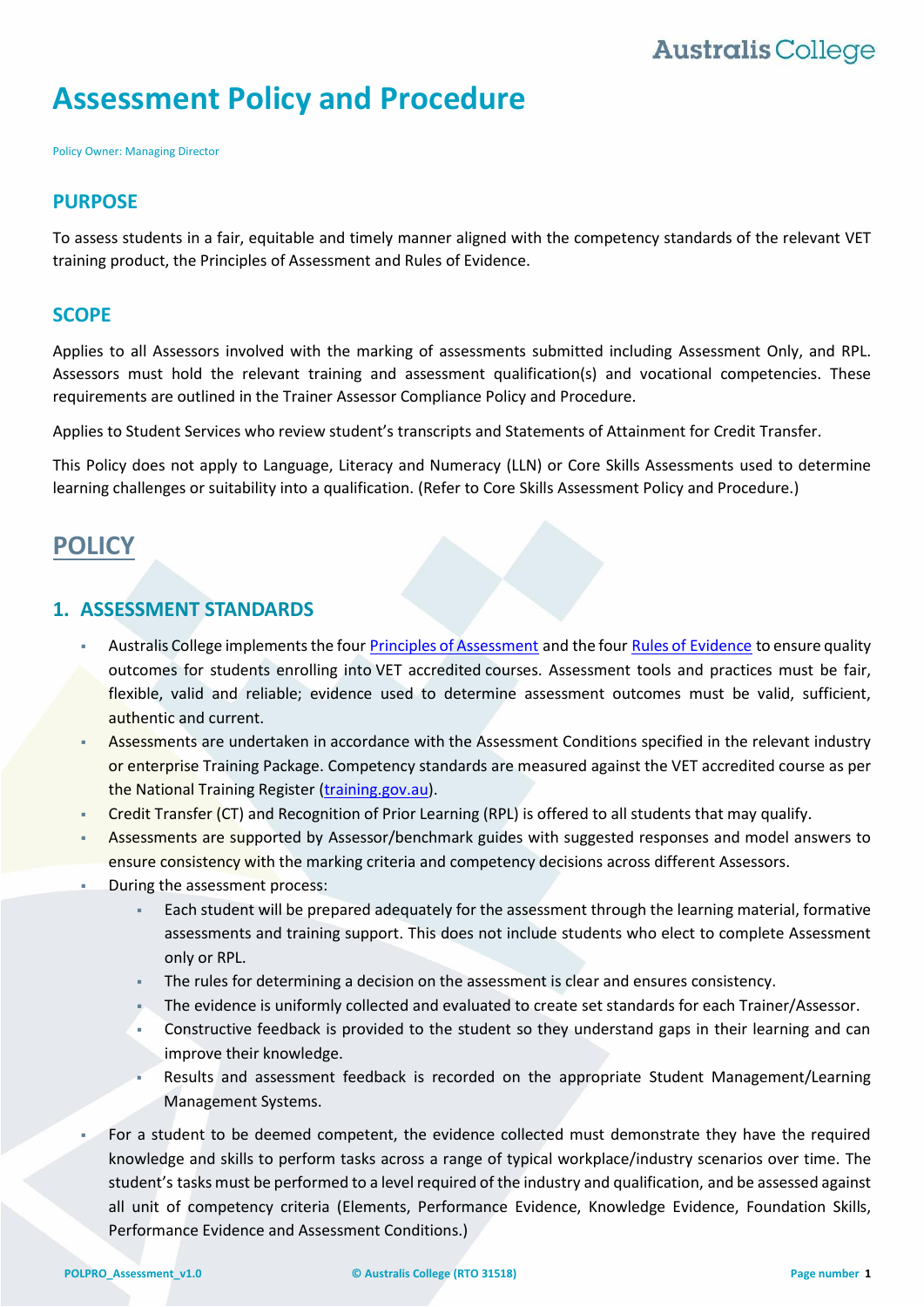# Assessment Policy and Procedure

Policy Owner: Managing Director

## PURPOSE

To assess students in a fair, equitable and timely manner aligned with the competency standards of the relevant VET training product, the Principles of Assessment and Rules of Evidence.

## SCOPE

Applies to all Assessors involved with the marking of assessments submitted including Assessment Only, and RPL. Assessors must hold the relevant training and assessment qualification(s) and vocational competencies. These requirements are outlined in the Trainer Assessor Compliance Policy and Procedure.

Applies to Student Services who review student's transcripts and Statements of Attainment for Credit Transfer.

This Policy does not apply to Language, Literacy and Numeracy (LLN) or Core Skills Assessments used to determine learning challenges or suitability into a qualification. (Refer to Core Skills Assessment Policy and Procedure.)

# POLICY

## 1. ASSESSMENT STANDARDS

- Australis College implements the four Principles of Assessment and the four Rules of Evidence to ensure quality outcomes for students enrolling into VET accredited courses. Assessment tools and practices must be fair, flexible, valid and reliable; evidence used to determine assessment outcomes must be valid, sufficient, authentic and current.
- Assessments are undertaken in accordance with the Assessment Conditions specified in the relevant industry or enterprise Training Package. Competency standards are measured against the VET accredited course as per the National Training Register (training.gov.au).
- Credit Transfer (CT) and Recognition of Prior Learning (RPL) is offered to all students that may qualify.
- Assessments are supported by Assessor/benchmark guides with suggested responses and model answers to ensure consistency with the marking criteria and competency decisions across different Assessors.
- During the assessment process:
  - Each student will be prepared adequately for the assessment through the learning material, formative assessments and training support. This does not include students who elect to complete Assessment only or RPL.
  - The rules for determining a decision on the assessment is clear and ensures consistency.
  - The evidence is uniformly collected and evaluated to create set standards for each Trainer/Assessor.
  - Constructive feedback is provided to the student so they understand gaps in their learning and can improve their knowledge.
  - Results and assessment feedback is recorded on the appropriate Student Management/Learning Management Systems.
- For a student to be deemed competent, the evidence collected must demonstrate they have the required knowledge and skills to perform tasks across a range of typical workplace/industry scenarios over time. The student's tasks must be performed to a level required of the industry and qualification, and be assessed against all unit of competency criteria (Elements, Performance Evidence, Knowledge Evidence, Foundation Skills, Performance Evidence and Assessment Conditions.)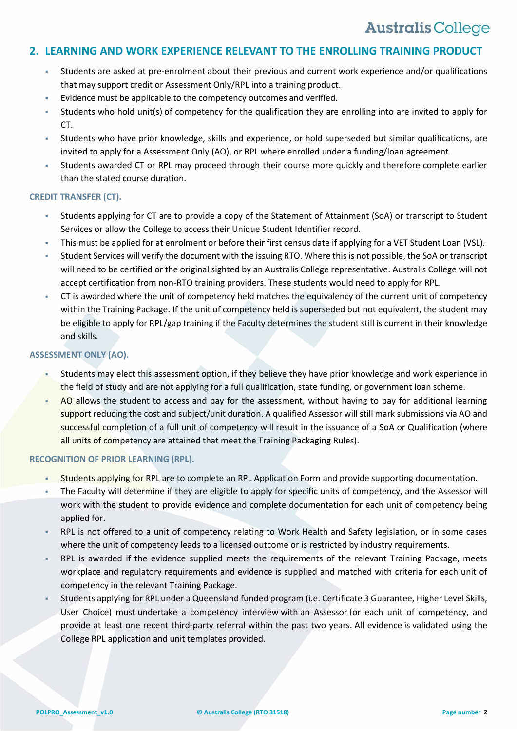## 2. LEARNING AND WORK EXPERIENCE RELEVANT TO THE ENROLLING TRAINING PRODUCT

- Students are asked at pre-enrolment about their previous and current work experience and/or qualifications that may support credit or Assessment Only/RPL into a training product.
- Evidence must be applicable to the competency outcomes and verified.
- Students who hold unit(s) of competency for the qualification they are enrolling into are invited to apply for CT.
- Students who have prior knowledge, skills and experience, or hold superseded but similar qualifications, are invited to apply for a Assessment Only (AO), or RPL where enrolled under a funding/loan agreement.
- Students awarded CT or RPL may proceed through their course more quickly and therefore complete earlier than the stated course duration.

### CREDIT TRANSFER (CT).

- Students applying for CT are to provide a copy of the Statement of Attainment (SoA) or transcript to Student Services or allow the College to access their Unique Student Identifier record.
- This must be applied for at enrolment or before their first census date if applying for a VET Student Loan (VSL).
- Student Services will verify the document with the issuing RTO. Where this is not possible, the SoA or transcript will need to be certified or the original sighted by an Australis College representative. Australis College will not accept certification from non-RTO training providers. These students would need to apply for RPL.
- CT is awarded where the unit of competency held matches the equivalency of the current unit of competency within the Training Package. If the unit of competency held is superseded but not equivalent, the student may be eligible to apply for RPL/gap training if the Faculty determines the student still is current in their knowledge and skills.

### ASSESSMENT ONLY (AO).

- Students may elect this assessment option, if they believe they have prior knowledge and work experience in the field of study and are not applying for a full qualification, state funding, or government loan scheme.
- AO allows the student to access and pay for the assessment, without having to pay for additional learning support reducing the cost and subject/unit duration. A qualified Assessor will still mark submissions via AO and successful completion of a full unit of competency will result in the issuance of a SoA or Qualification (where all units of competency are attained that meet the Training Packaging Rules).

### RECOGNITION OF PRIOR LEARNING (RPL).

- Students applying for RPL are to complete an RPL Application Form and provide supporting documentation.
- The Faculty will determine if they are eligible to apply for specific units of competency, and the Assessor will work with the student to provide evidence and complete documentation for each unit of competency being applied for.
- RPL is not offered to a unit of competency relating to Work Health and Safety legislation, or in some cases where the unit of competency leads to a licensed outcome or is restricted by industry requirements.
- RPL is awarded if the evidence supplied meets the requirements of the relevant Training Package, meets workplace and regulatory requirements and evidence is supplied and matched with criteria for each unit of competency in the relevant Training Package.
- Students applying for RPL under a Queensland funded program (i.e. Certificate 3 Guarantee, Higher Level Skills, User Choice) must undertake a competency interview with an Assessor for each unit of competency, and provide at least one recent third-party referral within the past two years. All evidence is validated using the College RPL application and unit templates provided.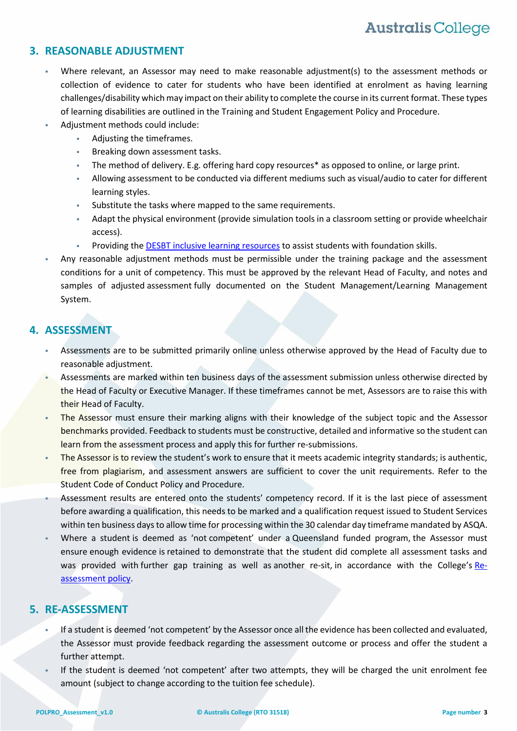## 3. REASONABLE ADJUSTMENT

- Where relevant, an Assessor may need to make reasonable adjustment(s) to the assessment methods or collection of evidence to cater for students who have been identified at enrolment as having learning challenges/disability which may impact on their ability to complete the course in its current format. These types of learning disabilities are outlined in the Training and Student Engagement Policy and Procedure.
- Adjustment methods could include:
  - Adjusting the timeframes.
  - Breaking down assessment tasks.
  - The method of delivery. E.g. offering hard copy resources* as opposed to online, or large print.
  - Allowing assessment to be conducted via different mediums such as visual/audio to cater for different learning styles.
  - Substitute the tasks where mapped to the same requirements.
  - Adapt the physical environment (provide simulation tools in a classroom setting or provide wheelchair access).
  - Providing the DESBT inclusive learning resources to assist students with foundation skills.
- Any reasonable adjustment methods must be permissible under the training package and the assessment conditions for a unit of competency. This must be approved by the relevant Head of Faculty, and notes and samples of adjusted assessment fully documented on the Student Management/Learning Management System.

## 4. ASSESSMENT

- Assessments are to be submitted primarily online unless otherwise approved by the Head of Faculty due to reasonable adjustment.
- Assessments are marked within ten business days of the assessment submission unless otherwise directed by the Head of Faculty or Executive Manager. If these timeframes cannot be met, Assessors are to raise this with their Head of Faculty.
- The Assessor must ensure their marking aligns with their knowledge of the subject topic and the Assessor benchmarks provided. Feedback to students must be constructive, detailed and informative so the student can learn from the assessment process and apply this for further re-submissions.
- The Assessor is to review the student's work to ensure that it meets academic integrity standards; is authentic, free from plagiarism, and assessment answers are sufficient to cover the unit requirements. Refer to the Student Code of Conduct Policy and Procedure.
- Assessment results are entered onto the students' competency record. If it is the last piece of assessment before awarding a qualification, this needs to be marked and a qualification request issued to Student Services within ten business days to allow time for processing within the 30 calendar day timeframe mandated by ASQA.
- Where a student is deemed as 'not competent' under a Queensland funded program, the Assessor must ensure enough evidence is retained to demonstrate that the student did complete all assessment tasks and was provided with further gap training as well as another re-sit, in accordance with the College's Re-assessment policy.

## 5. RE-ASSESSMENT

- If a student is deemed 'not competent' by the Assessor once all the evidence has been collected and evaluated, the Assessor must provide feedback regarding the assessment outcome or process and offer the student a further attempt.
- If the student is deemed 'not competent' after two attempts, they will be charged the unit enrolment fee amount (subject to change according to the tuition fee schedule).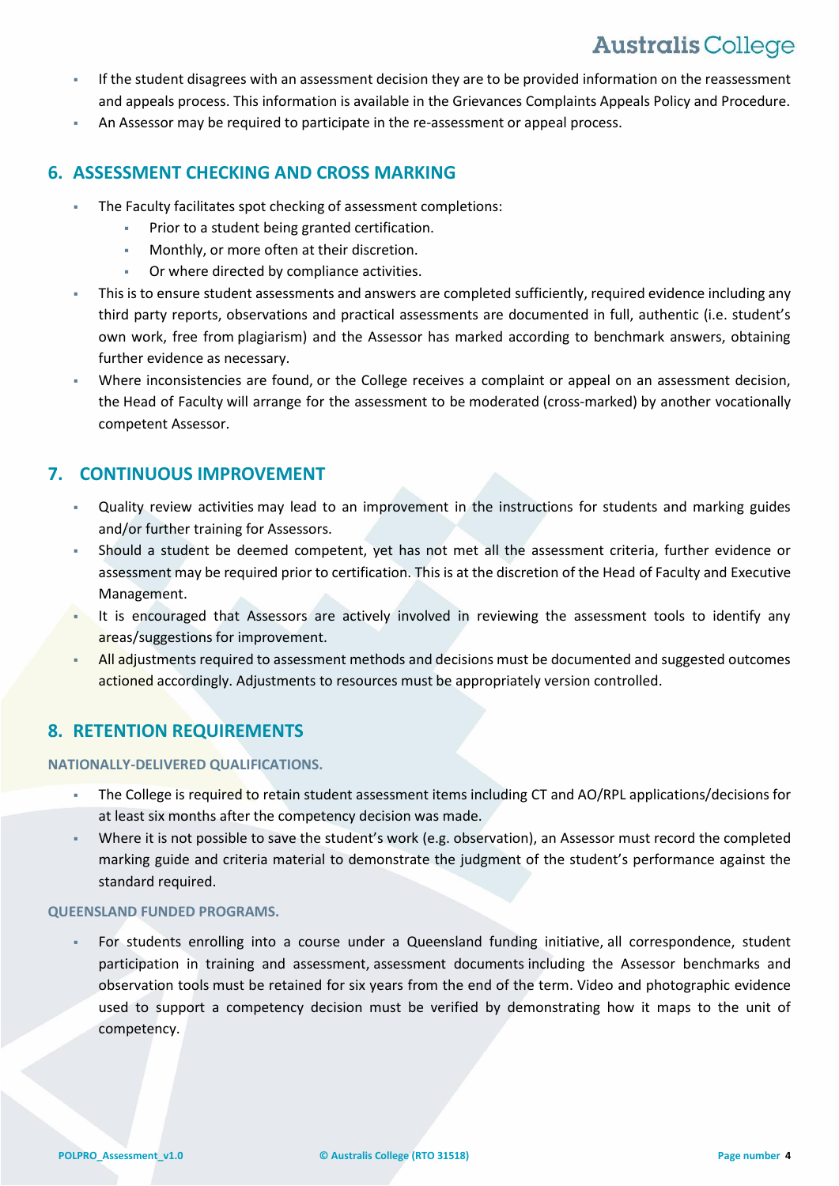- If the student disagrees with an assessment decision they are to be provided information on the reassessment and appeals process. This information is available in the Grievances Complaints Appeals Policy and Procedure.
- An Assessor may be required to participate in the re-assessment or appeal process.

## 6. ASSESSMENT CHECKING AND CROSS MARKING

- The Faculty facilitates spot checking of assessment completions:
  - Prior to a student being granted certification.
  - Monthly, or more often at their discretion.
  - Or where directed by compliance activities.
- This is to ensure student assessments and answers are completed sufficiently, required evidence including any third party reports, observations and practical assessments are documented in full, authentic (i.e. student's own work, free from plagiarism) and the Assessor has marked according to benchmark answers, obtaining further evidence as necessary.
- Where inconsistencies are found, or the College receives a complaint or appeal on an assessment decision, the Head of Faculty will arrange for the assessment to be moderated (cross-marked) by another vocationally competent Assessor.

## 7. CONTINUOUS IMPROVEMENT

- Quality review activities may lead to an improvement in the instructions for students and marking guides and/or further training for Assessors.
- Should a student be deemed competent, yet has not met all the assessment criteria, further evidence or assessment may be required prior to certification. This is at the discretion of the Head of Faculty and Executive Management.
- It is encouraged that Assessors are actively involved in reviewing the assessment tools to identify any areas/suggestions for improvement.
- All adjustments required to assessment methods and decisions must be documented and suggested outcomes actioned accordingly. Adjustments to resources must be appropriately version controlled.

## 8. RETENTION REQUIREMENTS

### NATIONALLY-DELIVERED QUALIFICATIONS.

- The College is required to retain student assessment items including CT and AO/RPL applications/decisions for at least six months after the competency decision was made.
- Where it is not possible to save the student's work (e.g. observation), an Assessor must record the completed marking guide and criteria material to demonstrate the judgment of the student's performance against the standard required.

### QUEENSLAND FUNDED PROGRAMS.

- For students enrolling into a course under a Queensland funding initiative, all correspondence, student participation in training and assessment, assessment documents including the Assessor benchmarks and observation tools must be retained for six years from the end of the term. Video and photographic evidence used to support a competency decision must be verified by demonstrating how it maps to the unit of competency.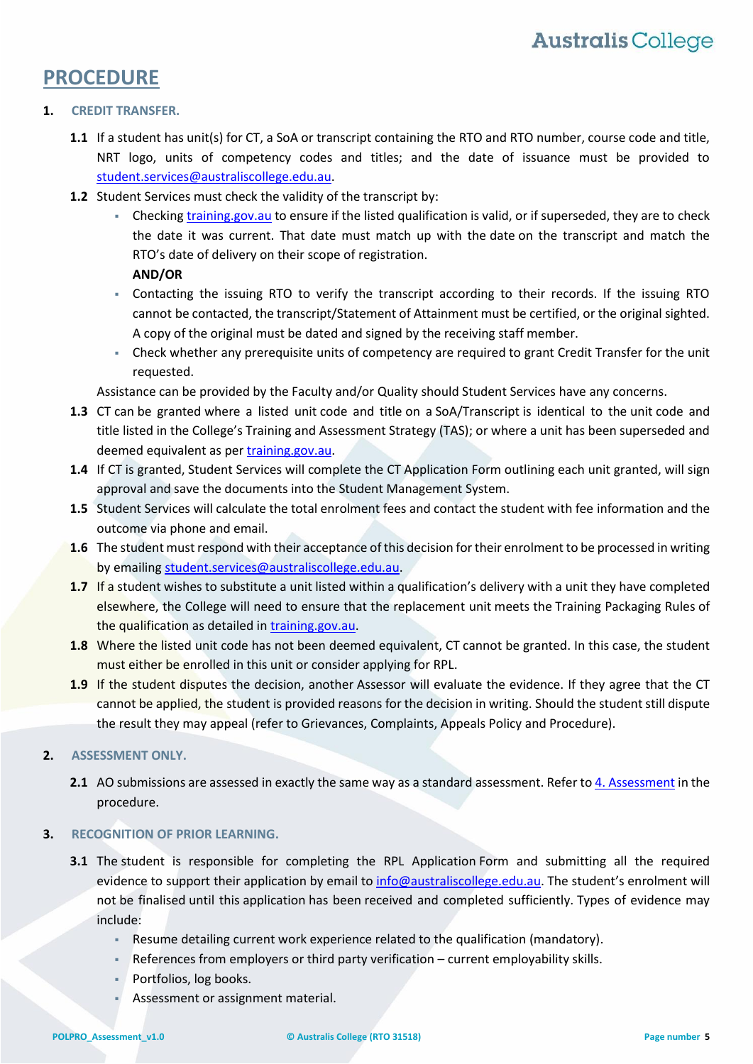# PROCEDURE

## 1. CREDIT TRANSFER.

**1.1** If a student has unit(s) for CT, a SoA or transcript containing the RTO and RTO number, course code and title, NRT logo, units of competency codes and titles; and the date of issuance must be provided to student.services@australiscollege.edu.au.

**1.2** Student Services must check the validity of the transcript by:

- Checking training.gov.au to ensure if the listed qualification is valid, or if superseded, they are to check the date it was current. That date must match up with the date on the transcript and match the RTO's date of delivery on their scope of registration.
  **AND/OR**
- Contacting the issuing RTO to verify the transcript according to their records. If the issuing RTO cannot be contacted, the transcript/Statement of Attainment must be certified, or the original sighted. A copy of the original must be dated and signed by the receiving staff member.
- Check whether any prerequisite units of competency are required to grant Credit Transfer for the unit requested.

Assistance can be provided by the Faculty and/or Quality should Student Services have any concerns.

**1.3** CT can be granted where a listed unit code and title on a SoA/Transcript is identical to the unit code and title listed in the College's Training and Assessment Strategy (TAS); or where a unit has been superseded and deemed equivalent as per training.gov.au.

**1.4** If CT is granted, Student Services will complete the CT Application Form outlining each unit granted, will sign approval and save the documents into the Student Management System.

**1.5** Student Services will calculate the total enrolment fees and contact the student with fee information and the outcome via phone and email.

**1.6** The student must respond with their acceptance of this decision for their enrolment to be processed in writing by emailing student.services@australiscollege.edu.au.

**1.7** If a student wishes to substitute a unit listed within a qualification's delivery with a unit they have completed elsewhere, the College will need to ensure that the replacement unit meets the Training Packaging Rules of the qualification as detailed in training.gov.au.

**1.8** Where the listed unit code has not been deemed equivalent, CT cannot be granted. In this case, the student must either be enrolled in this unit or consider applying for RPL.

**1.9** If the student disputes the decision, another Assessor will evaluate the evidence. If they agree that the CT cannot be applied, the student is provided reasons for the decision in writing. Should the student still dispute the result they may appeal (refer to Grievances, Complaints, Appeals Policy and Procedure).

## 2. ASSESSMENT ONLY.

**2.1** AO submissions are assessed in exactly the same way as a standard assessment. Refer to 4. Assessment in the procedure.

## 3. RECOGNITION OF PRIOR LEARNING.

**3.1** The student is responsible for completing the RPL Application Form and submitting all the required evidence to support their application by email to info@australiscollege.edu.au. The student's enrolment will not be finalised until this application has been received and completed sufficiently. Types of evidence may include:

- Resume detailing current work experience related to the qualification (mandatory).
- References from employers or third party verification – current employability skills.
- Portfolios, log books.
- Assessment or assignment material.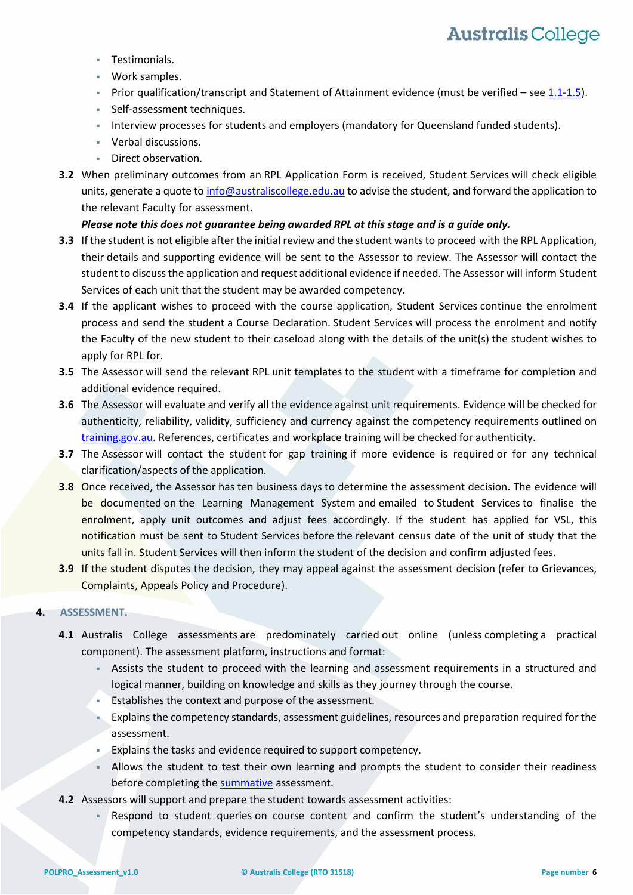- Testimonials.
- Work samples.
- Prior qualification/transcript and Statement of Attainment evidence (must be verified – see 1.1-1.5).
- Self-assessment techniques.
- Interview processes for students and employers (mandatory for Queensland funded students).
- Verbal discussions.
- Direct observation.

**3.2** When preliminary outcomes from an RPL Application Form is received, Student Services will check eligible units, generate a quote to info@australiscollege.edu.au to advise the student, and forward the application to the relevant Faculty for assessment.

***Please note this does not guarantee being awarded RPL at this stage and is a guide only.***

**3.3** If the student is not eligible after the initial review and the student wants to proceed with the RPL Application, their details and supporting evidence will be sent to the Assessor to review. The Assessor will contact the student to discuss the application and request additional evidence if needed. The Assessor will inform Student Services of each unit that the student may be awarded competency.

**3.4** If the applicant wishes to proceed with the course application, Student Services continue the enrolment process and send the student a Course Declaration. Student Services will process the enrolment and notify the Faculty of the new student to their caseload along with the details of the unit(s) the student wishes to apply for RPL for.

**3.5** The Assessor will send the relevant RPL unit templates to the student with a timeframe for completion and additional evidence required.

**3.6** The Assessor will evaluate and verify all the evidence against unit requirements. Evidence will be checked for authenticity, reliability, validity, sufficiency and currency against the competency requirements outlined on training.gov.au. References, certificates and workplace training will be checked for authenticity.

**3.7** The Assessor will contact the student for gap training if more evidence is required or for any technical clarification/aspects of the application.

**3.8** Once received, the Assessor has ten business days to determine the assessment decision. The evidence will be documented on the Learning Management System and emailed to Student Services to finalise the enrolment, apply unit outcomes and adjust fees accordingly. If the student has applied for VSL, this notification must be sent to Student Services before the relevant census date of the unit of study that the units fall in. Student Services will then inform the student of the decision and confirm adjusted fees.

**3.9** If the student disputes the decision, they may appeal against the assessment decision (refer to Grievances, Complaints, Appeals Policy and Procedure).

## 4. ASSESSMENT.

**4.1** Australis College assessments are predominately carried out online (unless completing a practical component). The assessment platform, instructions and format:

- Assists the student to proceed with the learning and assessment requirements in a structured and logical manner, building on knowledge and skills as they journey through the course.
- Establishes the context and purpose of the assessment.
- Explains the competency standards, assessment guidelines, resources and preparation required for the assessment.
- Explains the tasks and evidence required to support competency.
- Allows the student to test their own learning and prompts the student to consider their readiness before completing the summative assessment.

**4.2** Assessors will support and prepare the student towards assessment activities:

- Respond to student queries on course content and confirm the student's understanding of the competency standards, evidence requirements, and the assessment process.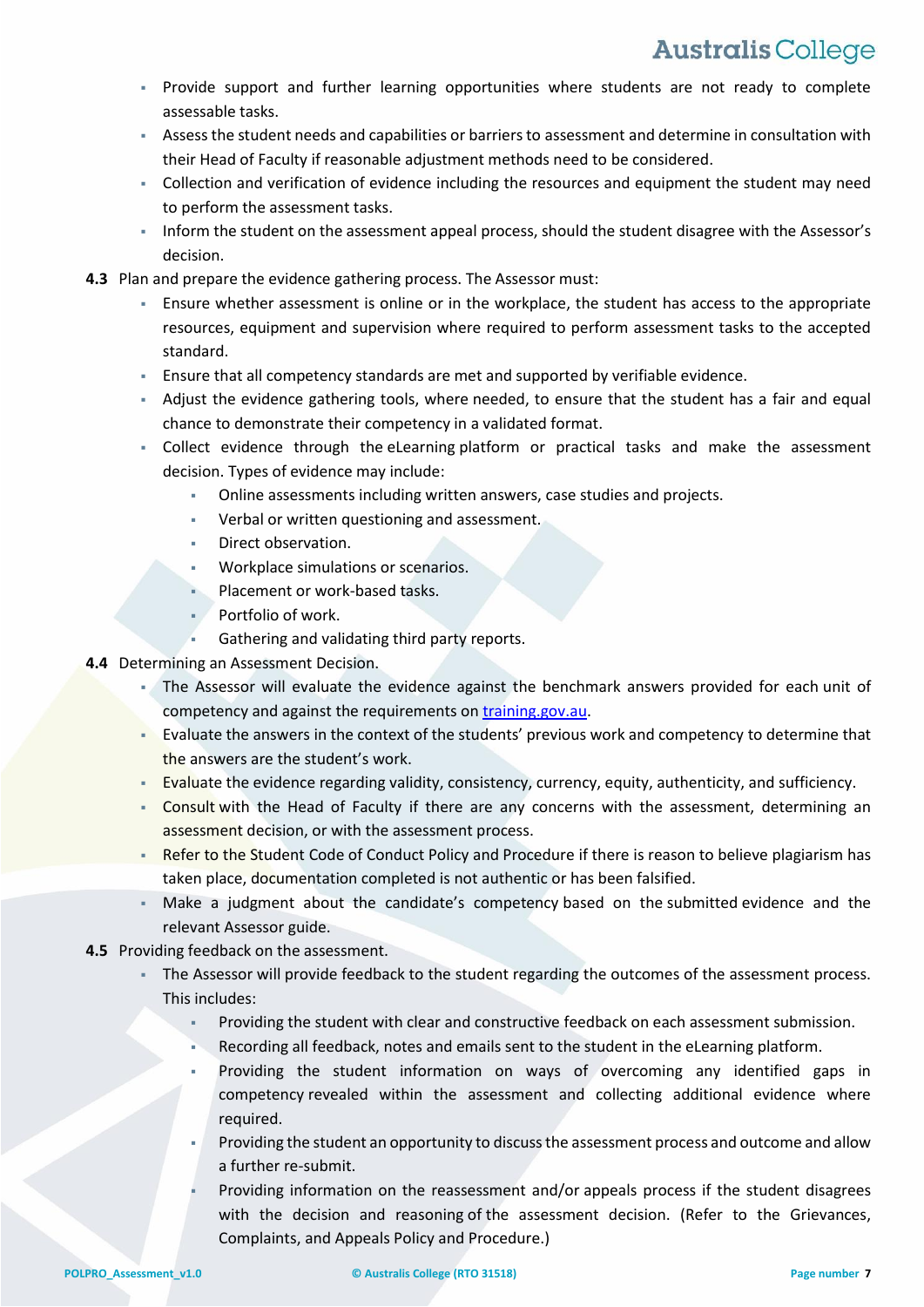- Provide support and further learning opportunities where students are not ready to complete assessable tasks.
- Assess the student needs and capabilities or barriers to assessment and determine in consultation with their Head of Faculty if reasonable adjustment methods need to be considered.
- Collection and verification of evidence including the resources and equipment the student may need to perform the assessment tasks.
- Inform the student on the assessment appeal process, should the student disagree with the Assessor's decision.

**4.3** Plan and prepare the evidence gathering process. The Assessor must:

- Ensure whether assessment is online or in the workplace, the student has access to the appropriate resources, equipment and supervision where required to perform assessment tasks to the accepted standard.
- Ensure that all competency standards are met and supported by verifiable evidence.
- Adjust the evidence gathering tools, where needed, to ensure that the student has a fair and equal chance to demonstrate their competency in a validated format.
- Collect evidence through the eLearning platform or practical tasks and make the assessment decision. Types of evidence may include:
  - Online assessments including written answers, case studies and projects.
  - Verbal or written questioning and assessment.
  - Direct observation.
  - Workplace simulations or scenarios.
  - Placement or work-based tasks.
  - Portfolio of work.
  - Gathering and validating third party reports.

**4.4** Determining an Assessment Decision.

- The Assessor will evaluate the evidence against the benchmark answers provided for each unit of competency and against the requirements on [training.gov.au](training.gov.au).
- Evaluate the answers in the context of the students' previous work and competency to determine that the answers are the student's work.
- Evaluate the evidence regarding validity, consistency, currency, equity, authenticity, and sufficiency.
- Consult with the Head of Faculty if there are any concerns with the assessment, determining an assessment decision, or with the assessment process.
- Refer to the Student Code of Conduct Policy and Procedure if there is reason to believe plagiarism has taken place, documentation completed is not authentic or has been falsified.
- Make a judgment about the candidate's competency based on the submitted evidence and the relevant Assessor guide.

**4.5** Providing feedback on the assessment.

- The Assessor will provide feedback to the student regarding the outcomes of the assessment process. This includes:
  - Providing the student with clear and constructive feedback on each assessment submission.
  - Recording all feedback, notes and emails sent to the student in the eLearning platform.
  - Providing the student information on ways of overcoming any identified gaps in competency revealed within the assessment and collecting additional evidence where required.
  - Providing the student an opportunity to discuss the assessment process and outcome and allow a further re-submit.
  - Providing information on the reassessment and/or appeals process if the student disagrees with the decision and reasoning of the assessment decision. (Refer to the Grievances, Complaints, and Appeals Policy and Procedure.)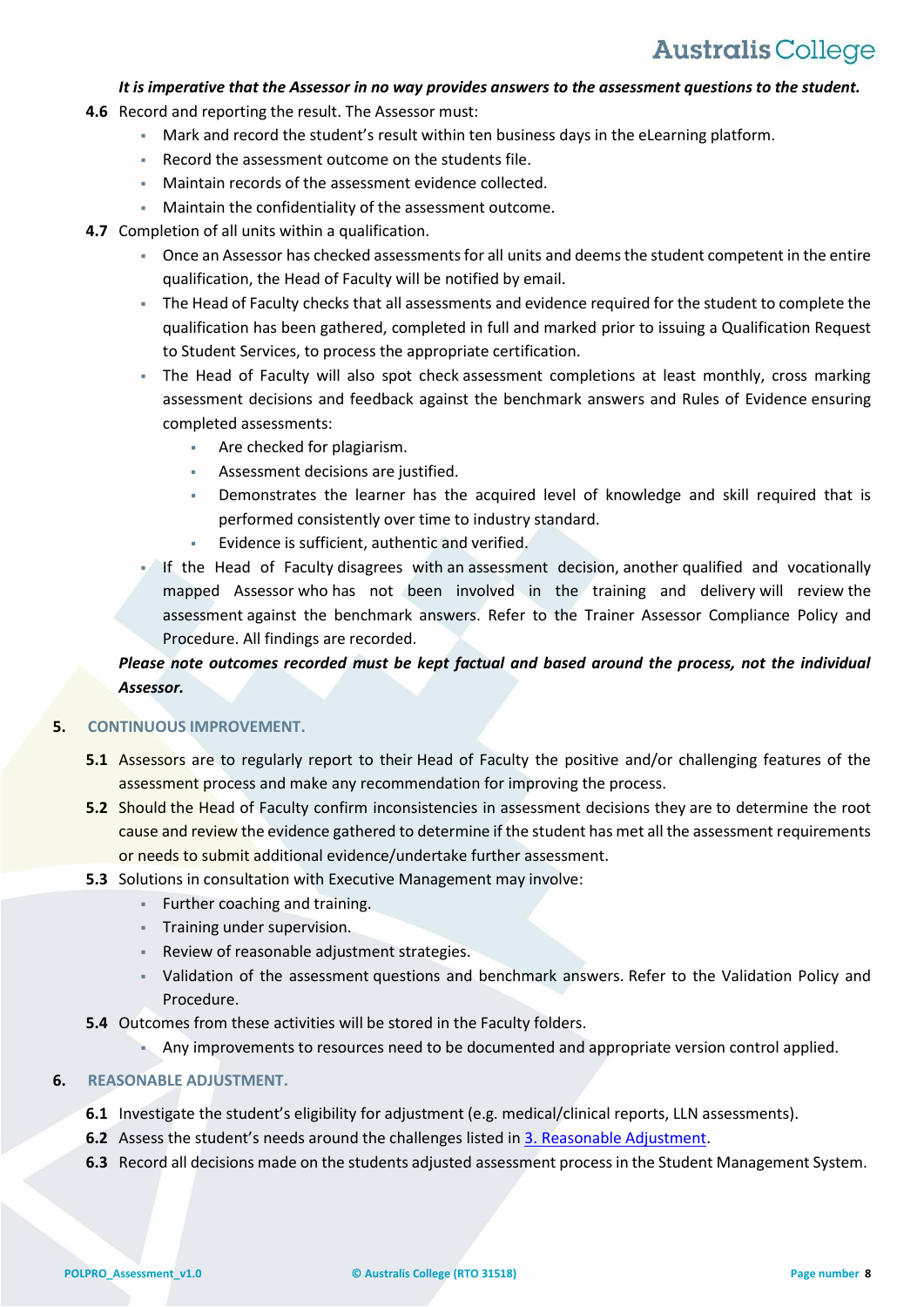***It is imperative that the Assessor in no way provides answers to the assessment questions to the student.***

**4.6** Record and reporting the result. The Assessor must:

- Mark and record the student's result within ten business days in the eLearning platform.
- Record the assessment outcome on the students file.
- Maintain records of the assessment evidence collected.
- Maintain the confidentiality of the assessment outcome.

**4.7** Completion of all units within a qualification.

- Once an Assessor has checked assessments for all units and deems the student competent in the entire qualification, the Head of Faculty will be notified by email.
- The Head of Faculty checks that all assessments and evidence required for the student to complete the qualification has been gathered, completed in full and marked prior to issuing a Qualification Request to Student Services, to process the appropriate certification.
- The Head of Faculty will also spot check assessment completions at least monthly, cross marking assessment decisions and feedback against the benchmark answers and Rules of Evidence ensuring completed assessments:
  - Are checked for plagiarism.
  - Assessment decisions are justified.
  - Demonstrates the learner has the acquired level of knowledge and skill required that is performed consistently over time to industry standard.
  - Evidence is sufficient, authentic and verified.
- If the Head of Faculty disagrees with an assessment decision, another qualified and vocationally mapped Assessor who has not been involved in the training and delivery will review the assessment against the benchmark answers. Refer to the Trainer Assessor Compliance Policy and Procedure. All findings are recorded.

***Please note outcomes recorded must be kept factual and based around the process, not the individual Assessor.***

## 5. CONTINUOUS IMPROVEMENT.

**5.1** Assessors are to regularly report to their Head of Faculty the positive and/or challenging features of the assessment process and make any recommendation for improving the process.

**5.2** Should the Head of Faculty confirm inconsistencies in assessment decisions they are to determine the root cause and review the evidence gathered to determine if the student has met all the assessment requirements or needs to submit additional evidence/undertake further assessment.

**5.3** Solutions in consultation with Executive Management may involve:

- Further coaching and training.
- Training under supervision.
- Review of reasonable adjustment strategies.
- Validation of the assessment questions and benchmark answers. Refer to the Validation Policy and Procedure.

**5.4** Outcomes from these activities will be stored in the Faculty folders.

- Any improvements to resources need to be documented and appropriate version control applied.

## 6. REASONABLE ADJUSTMENT.

**6.1** Investigate the student's eligibility for adjustment (e.g. medical/clinical reports, LLN assessments).

**6.2** Assess the student's needs around the challenges listed in 3. Reasonable Adjustment.

**6.3** Record all decisions made on the students adjusted assessment process in the Student Management System.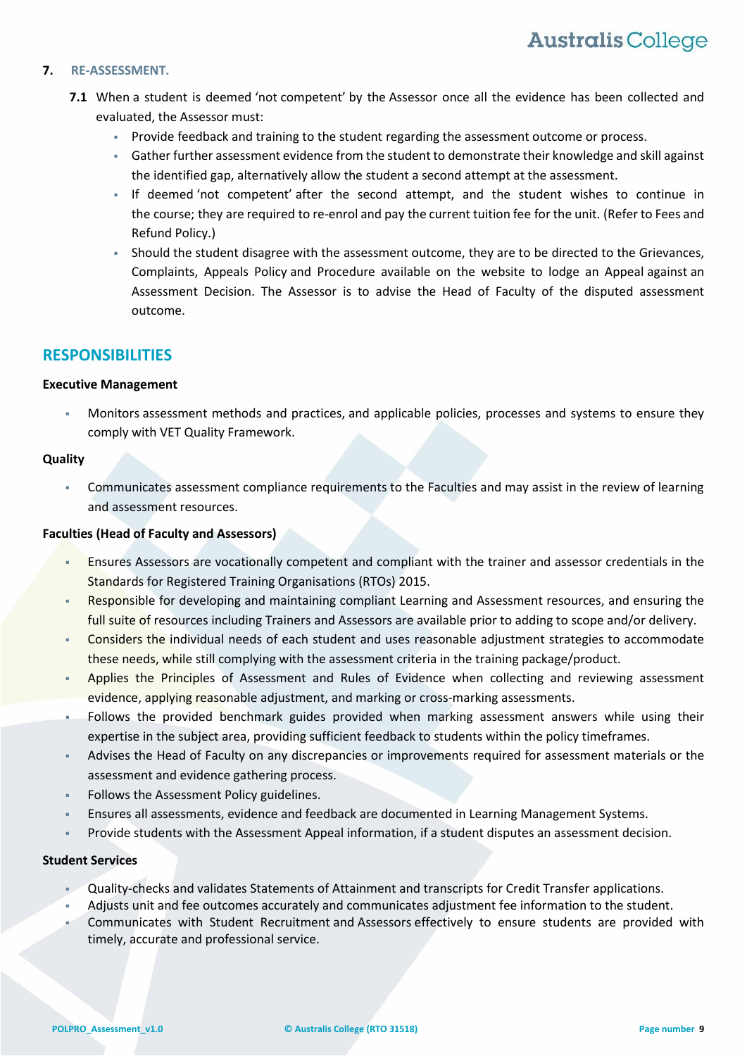## 7. RE-ASSESSMENT.

**7.1** When a student is deemed 'not competent' by the Assessor once all the evidence has been collected and evaluated, the Assessor must:

- Provide feedback and training to the student regarding the assessment outcome or process.
- Gather further assessment evidence from the student to demonstrate their knowledge and skill against the identified gap, alternatively allow the student a second attempt at the assessment.
- If deemed 'not competent' after the second attempt, and the student wishes to continue in the course; they are required to re-enrol and pay the current tuition fee for the unit. (Refer to Fees and Refund Policy.)
- Should the student disagree with the assessment outcome, they are to be directed to the Grievances, Complaints, Appeals Policy and Procedure available on the website to lodge an Appeal against an Assessment Decision. The Assessor is to advise the Head of Faculty of the disputed assessment outcome.

# RESPONSIBILITIES

**Executive Management**

- Monitors assessment methods and practices, and applicable policies, processes and systems to ensure they comply with VET Quality Framework.

**Quality**

- Communicates assessment compliance requirements to the Faculties and may assist in the review of learning and assessment resources.

**Faculties (Head of Faculty and Assessors)**

- Ensures Assessors are vocationally competent and compliant with the trainer and assessor credentials in the Standards for Registered Training Organisations (RTOs) 2015.
- Responsible for developing and maintaining compliant Learning and Assessment resources, and ensuring the full suite of resources including Trainers and Assessors are available prior to adding to scope and/or delivery.
- Considers the individual needs of each student and uses reasonable adjustment strategies to accommodate these needs, while still complying with the assessment criteria in the training package/product.
- Applies the Principles of Assessment and Rules of Evidence when collecting and reviewing assessment evidence, applying reasonable adjustment, and marking or cross-marking assessments.
- Follows the provided benchmark guides provided when marking assessment answers while using their expertise in the subject area, providing sufficient feedback to students within the policy timeframes.
- Advises the Head of Faculty on any discrepancies or improvements required for assessment materials or the assessment and evidence gathering process.
- Follows the Assessment Policy guidelines.
- Ensures all assessments, evidence and feedback are documented in Learning Management Systems.
- Provide students with the Assessment Appeal information, if a student disputes an assessment decision.

**Student Services**

- Quality-checks and validates Statements of Attainment and transcripts for Credit Transfer applications.
- Adjusts unit and fee outcomes accurately and communicates adjustment fee information to the student.
- Communicates with Student Recruitment and Assessors effectively to ensure students are provided with timely, accurate and professional service.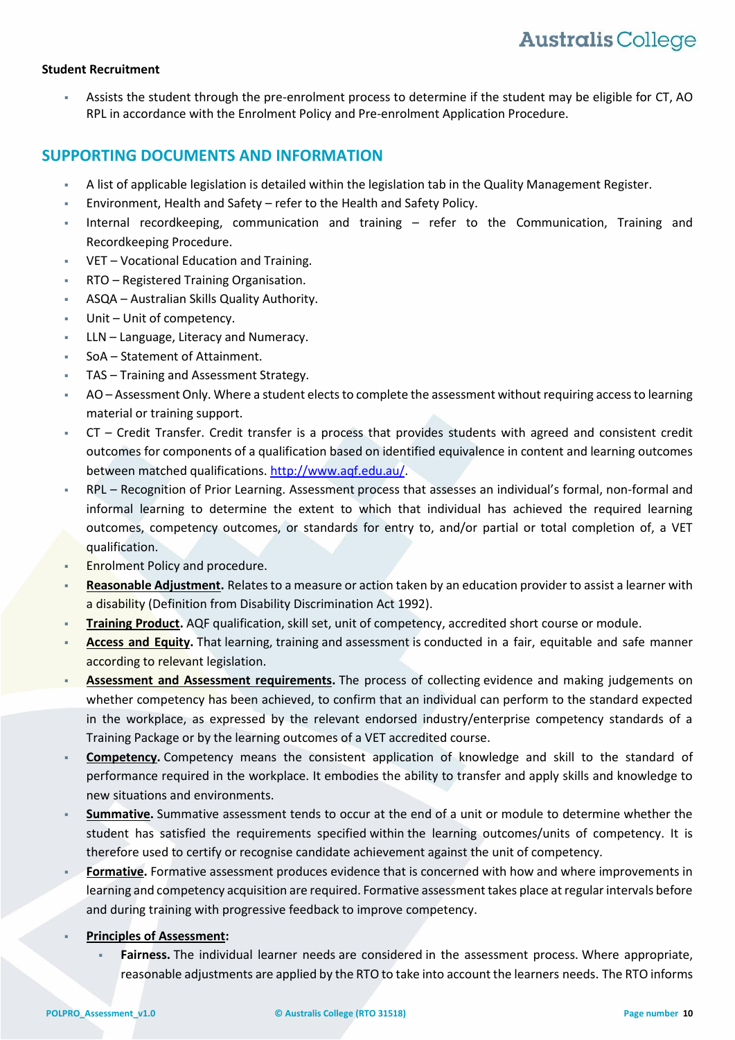**Student Recruitment**

- Assists the student through the pre-enrolment process to determine if the student may be eligible for CT, AO RPL in accordance with the Enrolment Policy and Pre-enrolment Application Procedure.

## SUPPORTING DOCUMENTS AND INFORMATION

- A list of applicable legislation is detailed within the legislation tab in the Quality Management Register.
- Environment, Health and Safety – refer to the Health and Safety Policy.
- Internal recordkeeping, communication and training – refer to the Communication, Training and Recordkeeping Procedure.
- VET – Vocational Education and Training.
- RTO – Registered Training Organisation.
- ASQA – Australian Skills Quality Authority.
- Unit – Unit of competency.
- LLN – Language, Literacy and Numeracy.
- SoA – Statement of Attainment.
- TAS – Training and Assessment Strategy.
- AO – Assessment Only. Where a student elects to complete the assessment without requiring access to learning material or training support.
- CT – Credit Transfer. Credit transfer is a process that provides students with agreed and consistent credit outcomes for components of a qualification based on identified equivalence in content and learning outcomes between matched qualifications. http://www.aqf.edu.au/.
- RPL – Recognition of Prior Learning. Assessment process that assesses an individual's formal, non-formal and informal learning to determine the extent to which that individual has achieved the required learning outcomes, competency outcomes, or standards for entry to, and/or partial or total completion of, a VET qualification.
- Enrolment Policy and procedure.
- **Reasonable Adjustment.** Relates to a measure or action taken by an education provider to assist a learner with a disability (Definition from Disability Discrimination Act 1992).
- **Training Product.** AQF qualification, skill set, unit of competency, accredited short course or module.
- **Access and Equity.** That learning, training and assessment is conducted in a fair, equitable and safe manner according to relevant legislation.
- **Assessment and Assessment requirements.** The process of collecting evidence and making judgements on whether competency has been achieved, to confirm that an individual can perform to the standard expected in the workplace, as expressed by the relevant endorsed industry/enterprise competency standards of a Training Package or by the learning outcomes of a VET accredited course.
- **Competency.** Competency means the consistent application of knowledge and skill to the standard of performance required in the workplace. It embodies the ability to transfer and apply skills and knowledge to new situations and environments.
- **Summative.** Summative assessment tends to occur at the end of a unit or module to determine whether the student has satisfied the requirements specified within the learning outcomes/units of competency. It is therefore used to certify or recognise candidate achievement against the unit of competency.
- **Formative.** Formative assessment produces evidence that is concerned with how and where improvements in learning and competency acquisition are required. Formative assessment takes place at regular intervals before and during training with progressive feedback to improve competency.
- **Principles of Assessment:**
  - **Fairness.** The individual learner needs are considered in the assessment process. Where appropriate, reasonable adjustments are applied by the RTO to take into account the learners needs. The RTO informs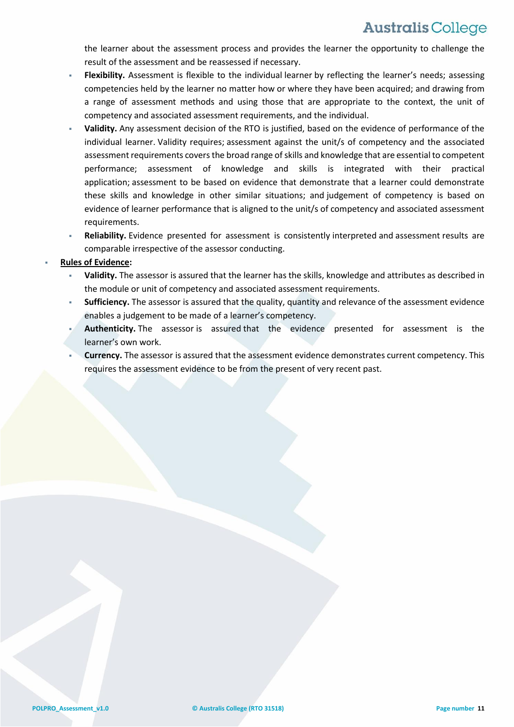the learner about the assessment process and provides the learner the opportunity to challenge the result of the assessment and be reassessed if necessary.

  - **Flexibility.** Assessment is flexible to the individual learner by reflecting the learner's needs; assessing competencies held by the learner no matter how or where they have been acquired; and drawing from a range of assessment methods and using those that are appropriate to the context, the unit of competency and associated assessment requirements, and the individual.
  - **Validity.** Any assessment decision of the RTO is justified, based on the evidence of performance of the individual learner. Validity requires; assessment against the unit/s of competency and the associated assessment requirements covers the broad range of skills and knowledge that are essential to competent performance; assessment of knowledge and skills is integrated with their practical application; assessment to be based on evidence that demonstrate that a learner could demonstrate these skills and knowledge in other similar situations; and judgement of competency is based on evidence of learner performance that is aligned to the unit/s of competency and associated assessment requirements.
  - **Reliability.** Evidence presented for assessment is consistently interpreted and assessment results are comparable irrespective of the assessor conducting.

- <u>**Rules of Evidence**</u>**:**
  - **Validity.** The assessor is assured that the learner has the skills, knowledge and attributes as described in the module or unit of competency and associated assessment requirements.
  - **Sufficiency.** The assessor is assured that the quality, quantity and relevance of the assessment evidence enables a judgement to be made of a learner's competency.
  - **Authenticity.** The assessor is assured that the evidence presented for assessment is the learner's own work.
  - **Currency.** The assessor is assured that the assessment evidence demonstrates current competency. This requires the assessment evidence to be from the present of very recent past.